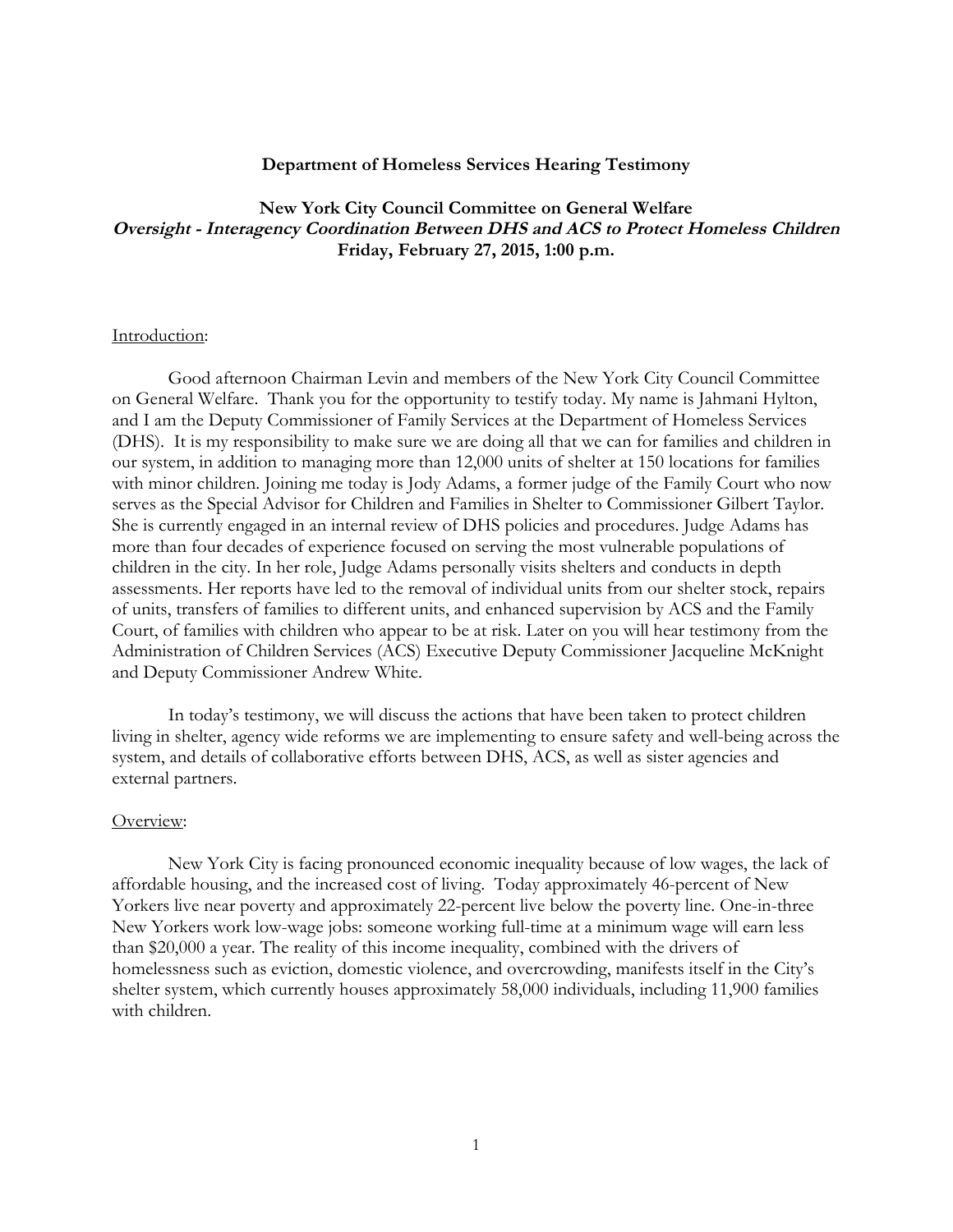**Department of Homeless Services Hearing Testimony**

**New York City Council Committee on General Welfare**
***Oversight - Interagency Coordination Between DHS and ACS to Protect Homeless Children***
**Friday, February 27, 2015, 1:00 p.m.**

Introduction:

Good afternoon Chairman Levin and members of the New York City Council Committee on General Welfare. Thank you for the opportunity to testify today. My name is Jahmani Hylton, and I am the Deputy Commissioner of Family Services at the Department of Homeless Services (DHS). It is my responsibility to make sure we are doing all that we can for families and children in our system, in addition to managing more than 12,000 units of shelter at 150 locations for families with minor children. Joining me today is Jody Adams, a former judge of the Family Court who now serves as the Special Advisor for Children and Families in Shelter to Commissioner Gilbert Taylor. She is currently engaged in an internal review of DHS policies and procedures. Judge Adams has more than four decades of experience focused on serving the most vulnerable populations of children in the city. In her role, Judge Adams personally visits shelters and conducts in depth assessments. Her reports have led to the removal of individual units from our shelter stock, repairs of units, transfers of families to different units, and enhanced supervision by ACS and the Family Court, of families with children who appear to be at risk. Later on you will hear testimony from the Administration of Children Services (ACS) Executive Deputy Commissioner Jacqueline McKnight and Deputy Commissioner Andrew White.

In today's testimony, we will discuss the actions that have been taken to protect children living in shelter, agency wide reforms we are implementing to ensure safety and well-being across the system, and details of collaborative efforts between DHS, ACS, as well as sister agencies and external partners.

Overview:

New York City is facing pronounced economic inequality because of low wages, the lack of affordable housing, and the increased cost of living. Today approximately 46-percent of New Yorkers live near poverty and approximately 22-percent live below the poverty line. One-in-three New Yorkers work low-wage jobs: someone working full-time at a minimum wage will earn less than $20,000 a year. The reality of this income inequality, combined with the drivers of homelessness such as eviction, domestic violence, and overcrowding, manifests itself in the City's shelter system, which currently houses approximately 58,000 individuals, including 11,900 families with children.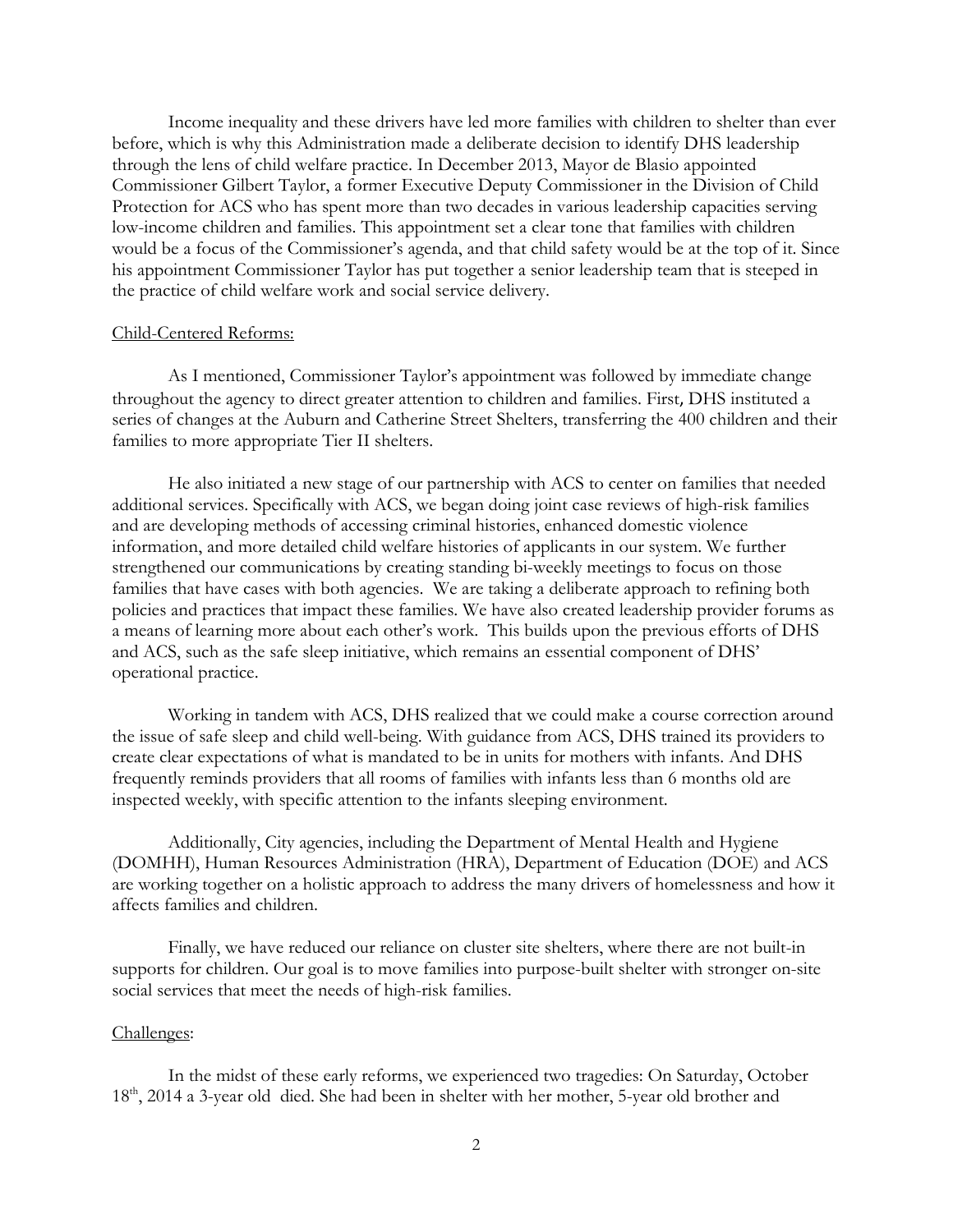Income inequality and these drivers have led more families with children to shelter than ever before, which is why this Administration made a deliberate decision to identify DHS leadership through the lens of child welfare practice. In December 2013, Mayor de Blasio appointed Commissioner Gilbert Taylor, a former Executive Deputy Commissioner in the Division of Child Protection for ACS who has spent more than two decades in various leadership capacities serving low-income children and families. This appointment set a clear tone that families with children would be a focus of the Commissioner's agenda, and that child safety would be at the top of it. Since his appointment Commissioner Taylor has put together a senior leadership team that is steeped in the practice of child welfare work and social service delivery.

Child-Centered Reforms:

As I mentioned, Commissioner Taylor's appointment was followed by immediate change throughout the agency to direct greater attention to children and families. First, DHS instituted a series of changes at the Auburn and Catherine Street Shelters, transferring the 400 children and their families to more appropriate Tier II shelters.

He also initiated a new stage of our partnership with ACS to center on families that needed additional services. Specifically with ACS, we began doing joint case reviews of high-risk families and are developing methods of accessing criminal histories, enhanced domestic violence information, and more detailed child welfare histories of applicants in our system. We further strengthened our communications by creating standing bi-weekly meetings to focus on those families that have cases with both agencies. We are taking a deliberate approach to refining both policies and practices that impact these families. We have also created leadership provider forums as a means of learning more about each other's work. This builds upon the previous efforts of DHS and ACS, such as the safe sleep initiative, which remains an essential component of DHS' operational practice.

Working in tandem with ACS, DHS realized that we could make a course correction around the issue of safe sleep and child well-being. With guidance from ACS, DHS trained its providers to create clear expectations of what is mandated to be in units for mothers with infants. And DHS frequently reminds providers that all rooms of families with infants less than 6 months old are inspected weekly, with specific attention to the infants sleeping environment.

Additionally, City agencies, including the Department of Mental Health and Hygiene (DOMHH), Human Resources Administration (HRA), Department of Education (DOE) and ACS are working together on a holistic approach to address the many drivers of homelessness and how it affects families and children.

Finally, we have reduced our reliance on cluster site shelters, where there are not built-in supports for children. Our goal is to move families into purpose-built shelter with stronger on-site social services that meet the needs of high-risk families.

Challenges:

In the midst of these early reforms, we experienced two tragedies: On Saturday, October 18th, 2014 a 3-year old died. She had been in shelter with her mother, 5-year old brother and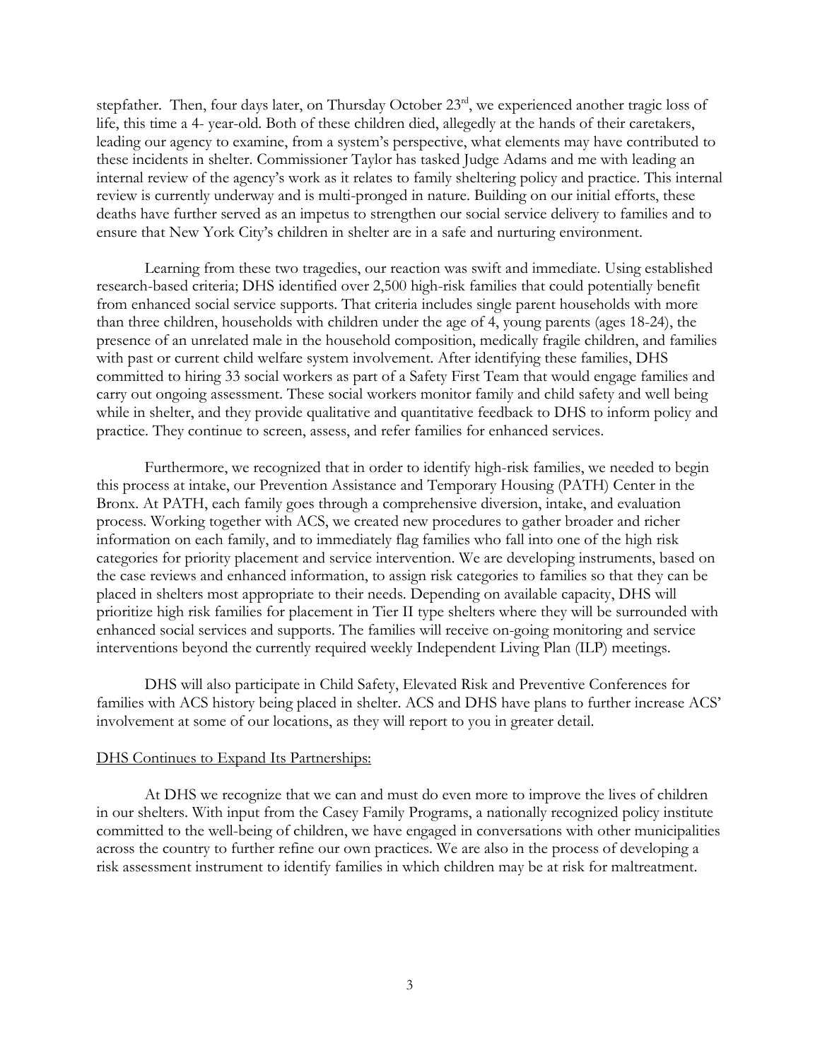stepfather. Then, four days later, on Thursday October 23rd, we experienced another tragic loss of life, this time a 4- year-old. Both of these children died, allegedly at the hands of their caretakers, leading our agency to examine, from a system's perspective, what elements may have contributed to these incidents in shelter. Commissioner Taylor has tasked Judge Adams and me with leading an internal review of the agency's work as it relates to family sheltering policy and practice. This internal review is currently underway and is multi-pronged in nature. Building on our initial efforts, these deaths have further served as an impetus to strengthen our social service delivery to families and to ensure that New York City's children in shelter are in a safe and nurturing environment.

Learning from these two tragedies, our reaction was swift and immediate. Using established research-based criteria; DHS identified over 2,500 high-risk families that could potentially benefit from enhanced social service supports. That criteria includes single parent households with more than three children, households with children under the age of 4, young parents (ages 18-24), the presence of an unrelated male in the household composition, medically fragile children, and families with past or current child welfare system involvement. After identifying these families, DHS committed to hiring 33 social workers as part of a Safety First Team that would engage families and carry out ongoing assessment. These social workers monitor family and child safety and well being while in shelter, and they provide qualitative and quantitative feedback to DHS to inform policy and practice. They continue to screen, assess, and refer families for enhanced services.

Furthermore, we recognized that in order to identify high-risk families, we needed to begin this process at intake, our Prevention Assistance and Temporary Housing (PATH) Center in the Bronx. At PATH, each family goes through a comprehensive diversion, intake, and evaluation process. Working together with ACS, we created new procedures to gather broader and richer information on each family, and to immediately flag families who fall into one of the high risk categories for priority placement and service intervention. We are developing instruments, based on the case reviews and enhanced information, to assign risk categories to families so that they can be placed in shelters most appropriate to their needs. Depending on available capacity, DHS will prioritize high risk families for placement in Tier II type shelters where they will be surrounded with enhanced social services and supports. The families will receive on-going monitoring and service interventions beyond the currently required weekly Independent Living Plan (ILP) meetings.

DHS will also participate in Child Safety, Elevated Risk and Preventive Conferences for families with ACS history being placed in shelter. ACS and DHS have plans to further increase ACS' involvement at some of our locations, as they will report to you in greater detail.

<u>DHS Continues to Expand Its Partnerships:</u>

At DHS we recognize that we can and must do even more to improve the lives of children in our shelters. With input from the Casey Family Programs, a nationally recognized policy institute committed to the well-being of children, we have engaged in conversations with other municipalities across the country to further refine our own practices. We are also in the process of developing a risk assessment instrument to identify families in which children may be at risk for maltreatment.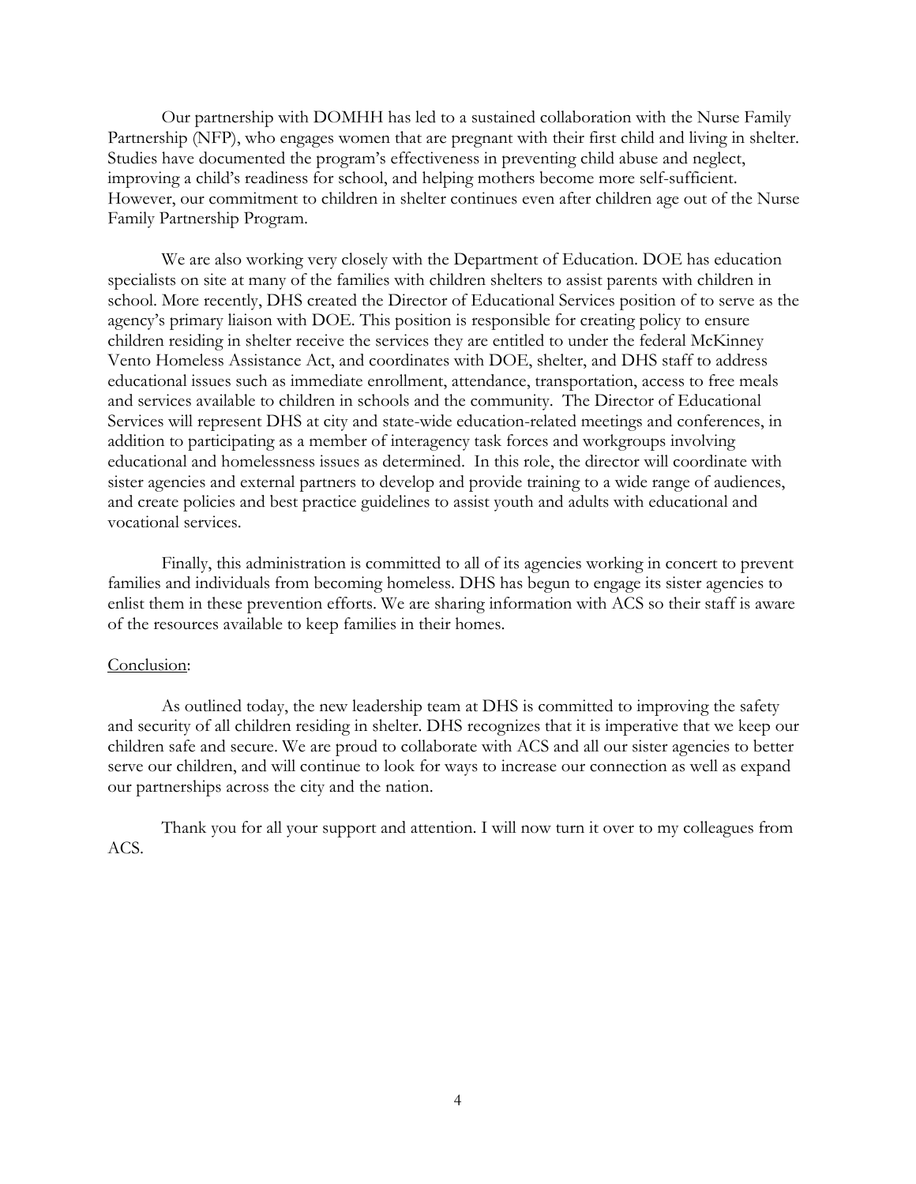Our partnership with DOMHH has led to a sustained collaboration with the Nurse Family Partnership (NFP), who engages women that are pregnant with their first child and living in shelter. Studies have documented the program's effectiveness in preventing child abuse and neglect, improving a child's readiness for school, and helping mothers become more self-sufficient. However, our commitment to children in shelter continues even after children age out of the Nurse Family Partnership Program.

We are also working very closely with the Department of Education. DOE has education specialists on site at many of the families with children shelters to assist parents with children in school. More recently, DHS created the Director of Educational Services position of to serve as the agency's primary liaison with DOE. This position is responsible for creating policy to ensure children residing in shelter receive the services they are entitled to under the federal McKinney Vento Homeless Assistance Act, and coordinates with DOE, shelter, and DHS staff to address educational issues such as immediate enrollment, attendance, transportation, access to free meals and services available to children in schools and the community. The Director of Educational Services will represent DHS at city and state-wide education-related meetings and conferences, in addition to participating as a member of interagency task forces and workgroups involving educational and homelessness issues as determined. In this role, the director will coordinate with sister agencies and external partners to develop and provide training to a wide range of audiences, and create policies and best practice guidelines to assist youth and adults with educational and vocational services.

Finally, this administration is committed to all of its agencies working in concert to prevent families and individuals from becoming homeless. DHS has begun to engage its sister agencies to enlist them in these prevention efforts. We are sharing information with ACS so their staff is aware of the resources available to keep families in their homes.

<u>Conclusion</u>:

As outlined today, the new leadership team at DHS is committed to improving the safety and security of all children residing in shelter. DHS recognizes that it is imperative that we keep our children safe and secure. We are proud to collaborate with ACS and all our sister agencies to better serve our children, and will continue to look for ways to increase our connection as well as expand our partnerships across the city and the nation.

Thank you for all your support and attention. I will now turn it over to my colleagues from ACS.